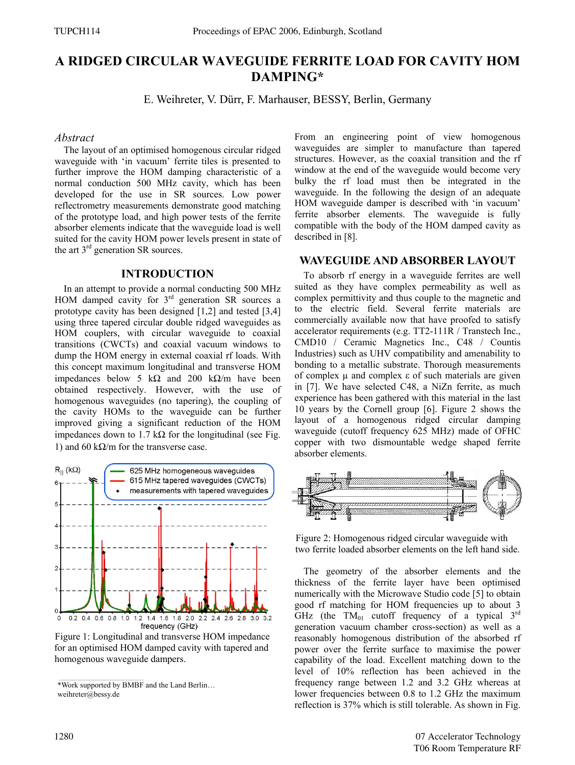# A RIDGED CIRCULAR WAVEGUIDE FERRITE LOAD FOR CAVITY HOM DAMPING*

E. Weihreter, V. Dürr, F. Marhauser, BESSY, Berlin, Germany

## *Abstract*

The layout of an optimised homogenous circular ridged waveguide with 'in vacuum' ferrite tiles is presented to further improve the HOM damping characteristic of a normal conduction 500 MHz cavity, which has been developed for the use in SR sources. Low power reflectrometry measurements demonstrate good matching of the prototype load, and high power tests of the ferrite absorber elements indicate that the waveguide load is well suited for the cavity HOM power levels present in state of the art 3rd generation SR sources.

## INTRODUCTION

In an attempt to provide a normal conducting 500 MHz HOM damped cavity for 3rd generation SR sources a prototype cavity has been designed [1,2] and tested [3,4] using three tapered circular double ridged waveguides as HOM couplers, with circular waveguide to coaxial transitions (CWCTs) and coaxial vacuum windows to dump the HOM energy in external coaxial rf loads. With this concept maximum longitudinal and transverse HOM impedances below 5 kΩ and 200 kΩ/m have been obtained respectively. However, with the use of homogenous waveguides (no tapering), the coupling of the cavity HOMs to the waveguide can be further improved giving a significant reduction of the HOM impedances down to 1.7 kΩ for the longitudinal (see Fig. 1) and 60 kΩ/m for the transverse case.

Figure 1: Longitudinal and transverse HOM impedance for an optimised HOM damped cavity with tapered and homogenous waveguide dampers.

From an engineering point of view homogenous waveguides are simpler to manufacture than tapered structures. However, as the coaxial transition and the rf window at the end of the waveguide would become very bulky the rf load must then be integrated in the waveguide. In the following the design of an adequate HOM waveguide damper is described with 'in vacuum' ferrite absorber elements. The waveguide is fully compatible with the body of the HOM damped cavity as described in [8].

## WAVEGUIDE AND ABSORBER LAYOUT

To absorb rf energy in a waveguide ferrites are well suited as they have complex permeability as well as complex permittivity and thus couple to the magnetic and to the electric field. Several ferrite materials are commercially available now that have proofed to satisfy accelerator requirements (e.g. TT2-111R / Transtech Inc., CMD10 / Ceramic Magnetics Inc., C48 / Countis Industries) such as UHV compatibility and amenability to bonding to a metallic substrate. Thorough measurements of complex μ and complex ε of such materials are given in [7]. We have selected C48, a NiZn ferrite, as much experience has been gathered with this material in the last 10 years by the Cornell group [6]. Figure 2 shows the layout of a homogenous ridged circular damping waveguide (cutoff frequency 625 MHz) made of OFHC copper with two dismountable wedge shaped ferrite absorber elements.

Figure 2: Homogenous ridged circular waveguide with two ferrite loaded absorber elements on the left hand side.

The geometry of the absorber elements and the thickness of the ferrite layer have been optimised numerically with the Microwave Studio code [5] to obtain good rf matching for HOM frequencies up to about 3 GHz (the $TM_{01}$ cutoff frequency of a typical 3rd generation vacuum chamber cross-section) as well as a reasonably homogenous distribution of the absorbed rf power over the ferrite surface to maximise the power capability of the load. Excellent matching down to the level of 10% reflection has been achieved in the frequency range between 1.2 and 3.2 GHz whereas at lower frequencies between 0.8 to 1.2 GHz the maximum reflection is 37% which is still tolerable. As shown in Fig.

*Work supported by BMBF and the Land Berlin…
weihreter@bessy.de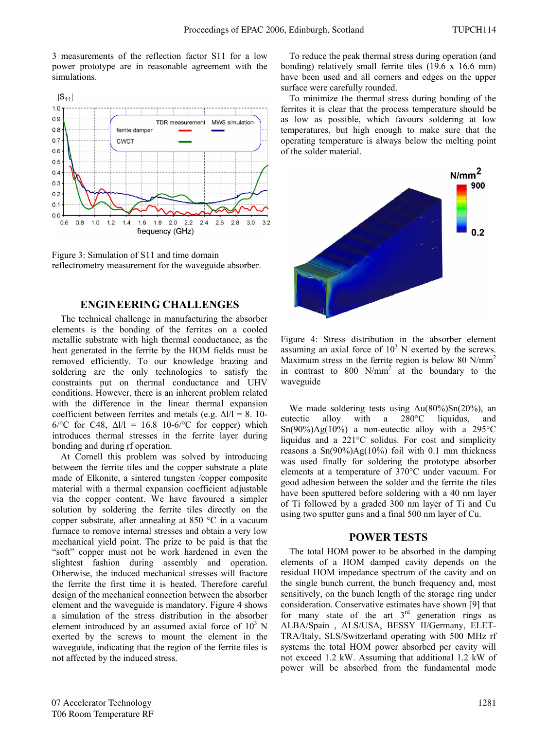3 measurements of the reflection factor S11 for a low power prototype are in reasonable agreement with the simulations.

Figure 3: Simulation of S11 and time domain reflectrometry measurement for the waveguide absorber.

## ENGINEERING CHALLENGES

The technical challenge in manufacturing the absorber elements is the bonding of the ferrites on a cooled metallic substrate with high thermal conductance, as the heat generated in the ferrite by the HOM fields must be removed efficiently. To our knowledge brazing and soldering are the only technologies to satisfy the constraints put on thermal conductance and UHV conditions. However, there is an inherent problem related with the difference in the linear thermal expansion coefficient between ferrites and metals (e.g. $\Delta l/l$ = 8. 10-6/°C for C48, $\Delta l/l$ = 16.8 10-6/°C for copper) which introduces thermal stresses in the ferrite layer during bonding and during rf operation.

At Cornell this problem was solved by introducing between the ferrite tiles and the copper substrate a plate made of Elkonite, a sintered tungsten /copper composite material with a thermal expansion coefficient adjustable via the copper content. We have favoured a simpler solution by soldering the ferrite tiles directly on the copper substrate, after annealing at 850 °C in a vacuum furnace to remove internal stresses and obtain a very low mechanical yield point. The prize to be paid is that the "soft" copper must not be work hardened in even the slightest fashion during assembly and operation. Otherwise, the induced mechanical stresses will fracture the ferrite the first time it is heated. Therefore careful design of the mechanical connection between the absorber element and the waveguide is mandatory. Figure 4 shows a simulation of the stress distribution in the absorber element introduced by an assumed axial force of $10^3$ N exerted by the screws to mount the element in the waveguide, indicating that the region of the ferrite tiles is not affected by the induced stress.

To reduce the peak thermal stress during operation (and bonding) relatively small ferrite tiles (19.6 x 16.6 mm) have been used and all corners and edges on the upper surface were carefully rounded.

To minimize the thermal stress during bonding of the ferrites it is clear that the process temperature should be as low as possible, which favours soldering at low temperatures, but high enough to make sure that the operating temperature is always below the melting point of the solder material.

Figure 4: Stress distribution in the absorber element assuming an axial force of $10^3$ N exerted by the screws. Maximum stress in the ferrite region is below 80 N/mm$^2$ in contrast to 800 N/mm$^2$ at the boundary to the waveguide

We made soldering tests using Au(80%)Sn(20%), an eutectic alloy with a 280°C liquidus, and Sn(90%)Ag(10%) a non-eutectic alloy with a 295°C liquidus and a 221°C solidus. For cost and simplicity reasons a Sn(90%)Ag(10%) foil with 0.1 mm thickness was used finally for soldering the prototype absorber elements at a temperature of 370°C under vacuum. For good adhesion between the solder and the ferrite the tiles have been sputtered before soldering with a 40 nm layer of Ti followed by a graded 300 nm layer of Ti and Cu using two sputter guns and a final 500 nm layer of Cu.

## POWER TESTS

The total HOM power to be absorbed in the damping elements of a HOM damped cavity depends on the residual HOM impedance spectrum of the cavity and on the single bunch current, the bunch frequency and, most sensitively, on the bunch length of the storage ring under consideration. Conservative estimates have shown [9] that for many state of the art 3rd generation rings as ALBA/Spain , ALS/USA, BESSY II/Germany, ELETTRA/Italy, SLS/Switzerland operating with 500 MHz rf systems the total HOM power absorbed per cavity will not exceed 1.2 kW. Assuming that additional 1.2 kW of power will be absorbed from the fundamental mode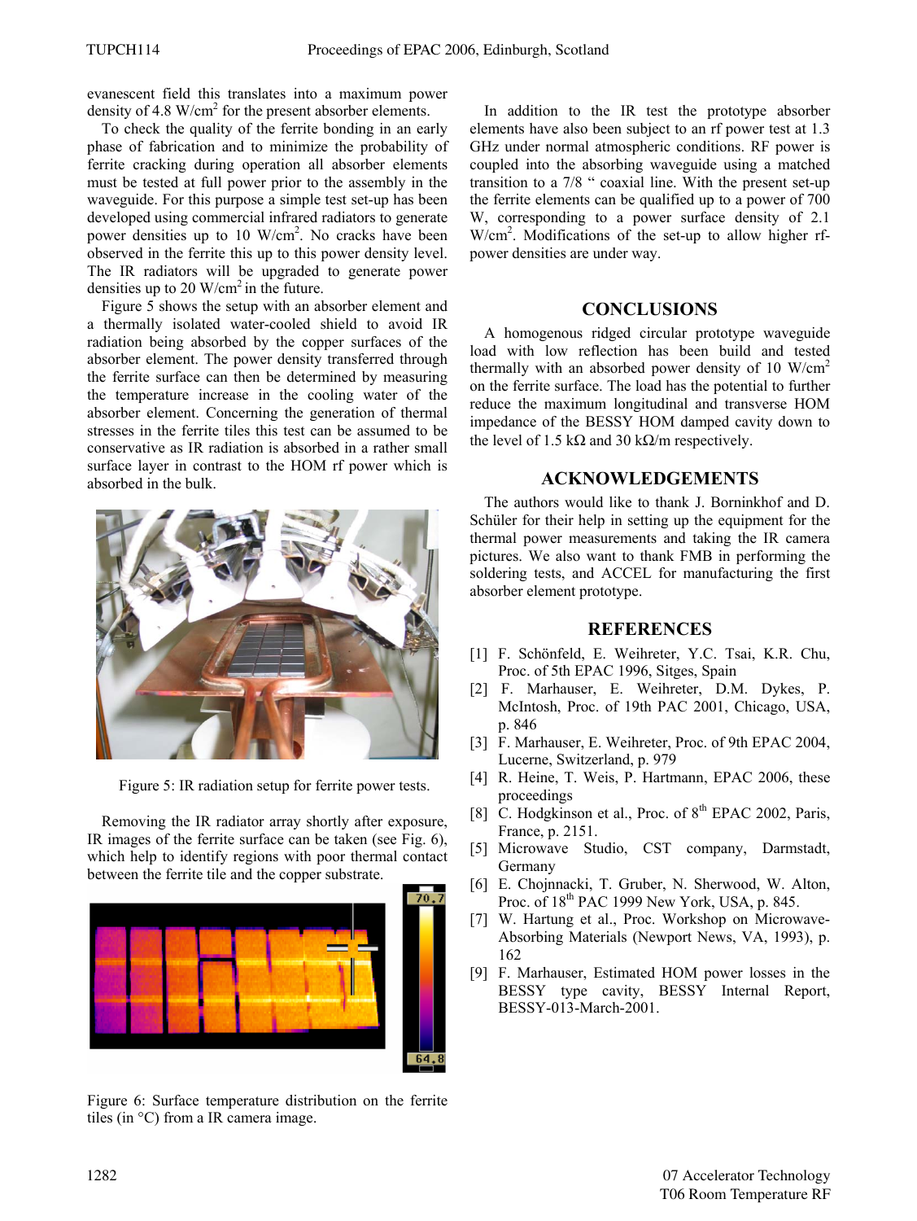evanescent field this translates into a maximum power density of 4.8 W/cm$^2$ for the present absorber elements.

To check the quality of the ferrite bonding in an early phase of fabrication and to minimize the probability of ferrite cracking during operation all absorber elements must be tested at full power prior to the assembly in the waveguide. For this purpose a simple test set-up has been developed using commercial infrared radiators to generate power densities up to 10 W/cm$^2$. No cracks have been observed in the ferrite this up to this power density level. The IR radiators will be upgraded to generate power densities up to 20 W/cm$^2$ in the future.

Figure 5 shows the setup with an absorber element and a thermally isolated water-cooled shield to avoid IR radiation being absorbed by the copper surfaces of the absorber element. The power density transferred through the ferrite surface can then be determined by measuring the temperature increase in the cooling water of the absorber element. Concerning the generation of thermal stresses in the ferrite tiles this test can be assumed to be conservative as IR radiation is absorbed in a rather small surface layer in contrast to the HOM rf power which is absorbed in the bulk.

Figure 5: IR radiation setup for ferrite power tests.

Removing the IR radiator array shortly after exposure, IR images of the ferrite surface can be taken (see Fig. 6), which help to identify regions with poor thermal contact between the ferrite tile and the copper substrate.

70.7

64.8

Figure 6: Surface temperature distribution on the ferrite tiles (in °C) from a IR camera image.

In addition to the IR test the prototype absorber elements have also been subject to an rf power test at 1.3 GHz under normal atmospheric conditions. RF power is coupled into the absorbing waveguide using a matched transition to a 7/8 " coaxial line. With the present set-up the ferrite elements can be qualified up to a power of 700 W, corresponding to a power surface density of 2.1 W/cm$^2$. Modifications of the set-up to allow higher rf-power densities are under way.

## CONCLUSIONS

A homogenous ridged circular prototype waveguide load with low reflection has been build and tested thermally with an absorbed power density of 10 W/cm$^2$ on the ferrite surface. The load has the potential to further reduce the maximum longitudinal and transverse HOM impedance of the BESSY HOM damped cavity down to the level of 1.5 kΩ and 30 kΩ/m respectively.

## ACKNOWLEDGEMENTS

The authors would like to thank J. Borninkhof and D. Schüler for their help in setting up the equipment for the thermal power measurements and taking the IR camera pictures. We also want to thank FMB in performing the soldering tests, and ACCEL for manufacturing the first absorber element prototype.

## REFERENCES

[1] F. Schönfeld, E. Weihreter, Y.C. Tsai, K.R. Chu, Proc. of 5th EPAC 1996, Sitges, Spain

[2] F. Marhauser, E. Weihreter, D.M. Dykes, P. McIntosh, Proc. of 19th PAC 2001, Chicago, USA, p. 846

[3] F. Marhauser, E. Weihreter, Proc. of 9th EPAC 2004, Lucerne, Switzerland, p. 979

[4] R. Heine, T. Weis, P. Hartmann, EPAC 2006, these proceedings

[8] C. Hodgkinson et al., Proc. of 8th EPAC 2002, Paris, France, p. 2151.

[5] Microwave Studio, CST company, Darmstadt, Germany

[6] E. Chojnnacki, T. Gruber, N. Sherwood, W. Alton, Proc. of 18th PAC 1999 New York, USA, p. 845.

[7] W. Hartung et al., Proc. Workshop on Microwave-Absorbing Materials (Newport News, VA, 1993), p. 162

[9] F. Marhauser, Estimated HOM power losses in the BESSY type cavity, BESSY Internal Report, BESSY-013-March-2001.